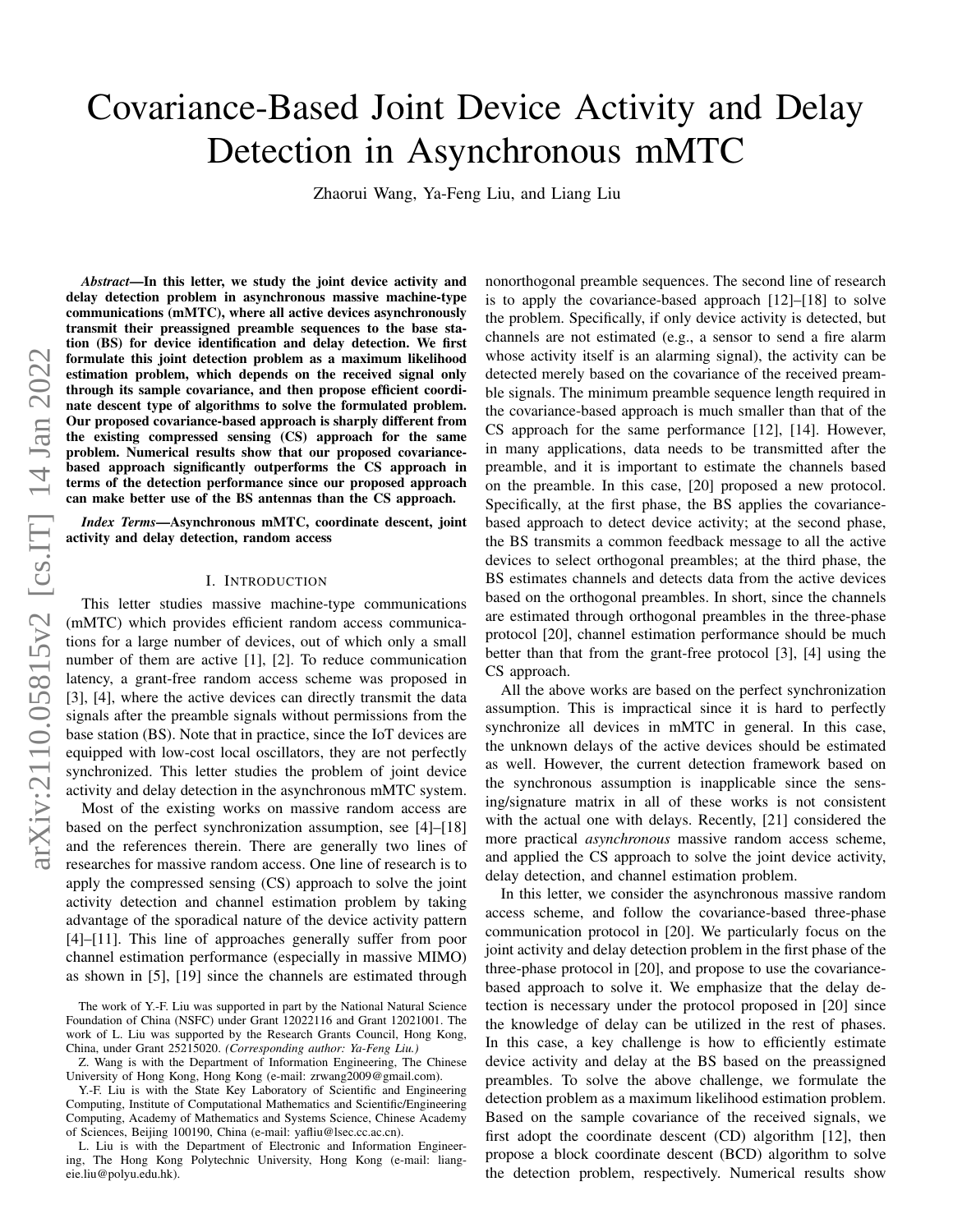# Covariance-Based Joint Device Activity and Delay Detection in Asynchronous mMTC

Zhaorui Wang, Ya-Feng Liu, and Liang Liu

***Abstract*—In this letter, we study the joint device activity and delay detection problem in asynchronous massive machine-type communications (mMTC), where all active devices asynchronously transmit their preassigned preamble sequences to the base station (BS) for device identification and delay detection. We first formulate this joint detection problem as a maximum likelihood estimation problem, which depends on the received signal only through its sample covariance, and then propose efficient coordinate descent type of algorithms to solve the formulated problem. Our proposed covariance-based approach is sharply different from the existing compressed sensing (CS) approach for the same problem. Numerical results show that our proposed covariance-based approach significantly outperforms the CS approach in terms of the detection performance since our proposed approach can make better use of the BS antennas than the CS approach.**

***Index Terms*—Asynchronous mMTC, coordinate descent, joint activity and delay detection, random access**

## I. Introduction

This letter studies massive machine-type communications (mMTC) which provides efficient random access communications for a large number of devices, out of which only a small number of them are active [1], [2]. To reduce communication latency, a grant-free random access scheme was proposed in [3], [4], where the active devices can directly transmit the data signals after the preamble signals without permissions from the base station (BS). Note that in practice, since the IoT devices are equipped with low-cost local oscillators, they are not perfectly synchronized. This letter studies the problem of joint device activity and delay detection in the asynchronous mMTC system.

Most of the existing works on massive random access are based on the perfect synchronization assumption, see [4]–[18] and the references therein. There are generally two lines of researches for massive random access. One line of research is to apply the compressed sensing (CS) approach to solve the joint activity detection and channel estimation problem by taking advantage of the sporadical nature of the device activity pattern [4]–[11]. This line of approaches generally suffer from poor channel estimation performance (especially in massive MIMO) as shown in [5], [19] since the channels are estimated through nonorthogonal preamble sequences. The second line of research is to apply the covariance-based approach [12]–[18] to solve the problem. Specifically, if only device activity is detected, but channels are not estimated (e.g., a sensor to send a fire alarm whose activity itself is an alarming signal), the activity can be detected merely based on the covariance of the received preamble signals. The minimum preamble sequence length required in the covariance-based approach is much smaller than that of the CS approach for the same performance [12], [14]. However, in many applications, data needs to be transmitted after the preamble, and it is important to estimate the channels based on the preamble. In this case, [20] proposed a new protocol. Specifically, at the first phase, the BS applies the covariance-based approach to detect device activity; at the second phase, the BS transmits a common feedback message to all the active devices to select orthogonal preambles; at the third phase, the BS estimates channels and detects data from the active devices based on the orthogonal preambles. In short, since the channels are estimated through orthogonal preambles in the three-phase protocol [20], channel estimation performance should be much better than that from the grant-free protocol [3], [4] using the CS approach.

All the above works are based on the perfect synchronization assumption. This is impractical since it is hard to perfectly synchronize all devices in mMTC in general. In this case, the unknown delays of the active devices should be estimated as well. However, the current detection framework based on the synchronous assumption is inapplicable since the sensing/signature matrix in all of these works is not consistent with the actual one with delays. Recently, [21] considered the more practical *asynchronous* massive random access scheme, and applied the CS approach to solve the joint device activity, delay detection, and channel estimation problem.

In this letter, we consider the asynchronous massive random access scheme, and follow the covariance-based three-phase communication protocol in [20]. We particularly focus on the joint activity and delay detection problem in the first phase of the three-phase protocol in [20], and propose to use the covariance-based approach to solve it. We emphasize that the delay detection is necessary under the protocol proposed in [20] since the knowledge of delay can be utilized in the rest of phases. In this case, a key challenge is how to efficiently estimate device activity and delay at the BS based on the preassigned preambles. To solve the above challenge, we formulate the detection problem as a maximum likelihood estimation problem. Based on the sample covariance of the received signals, we first adopt the coordinate descent (CD) algorithm [12], then propose a block coordinate descent (BCD) algorithm to solve the detection problem, respectively. Numerical results show

The work of Y.-F. Liu was supported in part by the National Natural Science Foundation of China (NSFC) under Grant 12022116 and Grant 12021001. The work of L. Liu was supported by the Research Grants Council, Hong Kong, China, under Grant 25215020. *(Corresponding author: Ya-Feng Liu.)*

Z. Wang is with the Department of Information Engineering, The Chinese University of Hong Kong, Hong Kong (e-mail: zrwang2009@gmail.com).

Y.-F. Liu is with the State Key Laboratory of Scientific and Engineering Computing, Institute of Computational Mathematics and Scientific/Engineering Computing, Academy of Mathematics and Systems Science, Chinese Academy of Sciences, Beijing 100190, China (e-mail: yafliu@lsec.cc.ac.cn).

L. Liu is with the Department of Electronic and Information Engineering, The Hong Kong Polytechnic University, Hong Kong (e-mail: liang-eie.liu@polyu.edu.hk).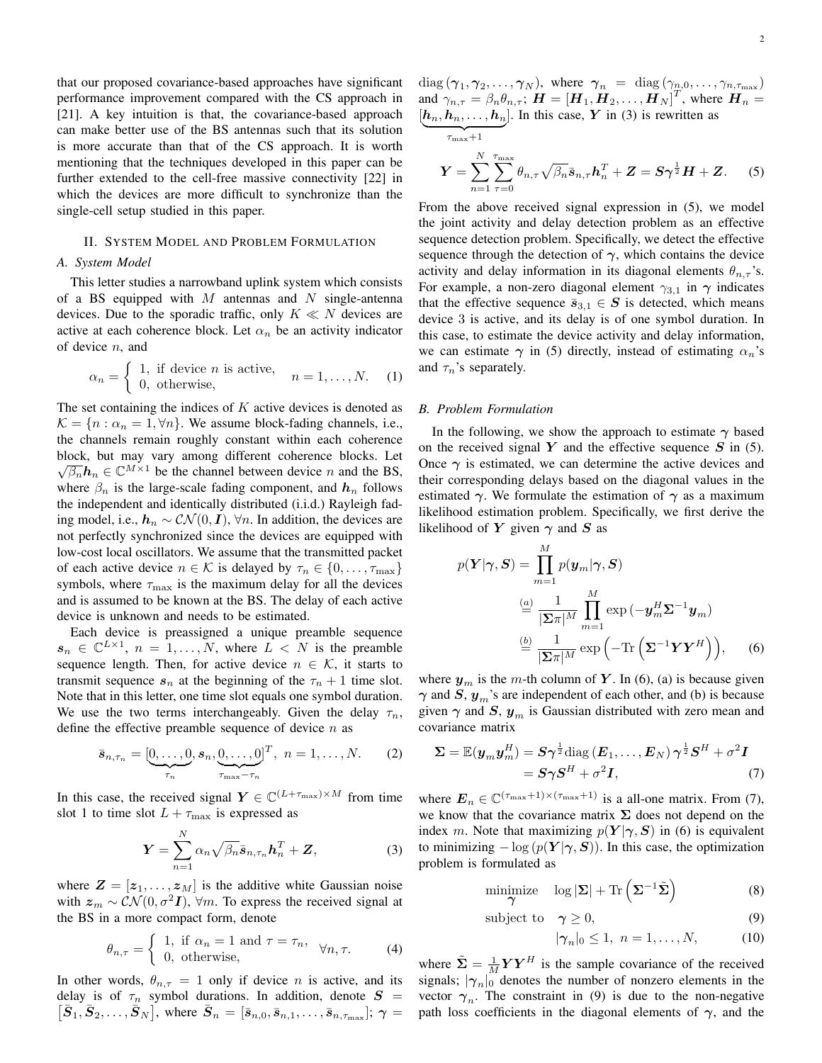that our proposed covariance-based approaches have significant performance improvement compared with the CS approach in [21]. A key intuition is that, the covariance-based approach can make better use of the BS antennas such that its solution is more accurate than that of the CS approach. It is worth mentioning that the techniques developed in this paper can be further extended to the cell-free massive connectivity [22] in which the devices are more difficult to synchronize than the single-cell setup studied in this paper.

## II. System Model and Problem Formulation

### A. System Model

This letter studies a narrowband uplink system which consists of a BS equipped with $M$ antennas and $N$ single-antenna devices. Due to the sporadic traffic, only $K \ll N$ devices are active at each coherence block. Let $\alpha_n$ be an activity indicator of device $n$, and

$$\alpha_n = \begin{cases} 1, & \text{if device } n \text{ is active,} \\ 0, & \text{otherwise,} \end{cases} \quad n = 1, \ldots, N. \tag{1}$$

The set containing the indices of $K$ active devices is denoted as $\mathcal{K} = \{n : \alpha_n = 1, \forall n\}$. We assume block-fading channels, i.e., the channels remain roughly constant within each coherence block, but may vary among different coherence blocks. Let $\sqrt{\beta_n}\boldsymbol{h}_n \in \mathbb{C}^{M\times 1}$ be the channel between device $n$ and the BS, where $\beta_n$ is the large-scale fading component, and $\boldsymbol{h}_n$ follows the independent and identically distributed (i.i.d.) Rayleigh fading model, i.e., $\boldsymbol{h}_n \sim \mathcal{CN}(0, \boldsymbol{I})$, $\forall n$. In addition, the devices are not perfectly synchronized since the devices are equipped with low-cost local oscillators. We assume that the transmitted packet of each active device $n \in \mathcal{K}$ is delayed by $\tau_n \in \{0, \ldots, \tau_{\max}\}$ symbols, where $\tau_{\max}$ is the maximum delay for all the devices and is assumed to be known at the BS. The delay of each active device is unknown and needs to be estimated.

Each device is preassigned a unique preamble sequence $\boldsymbol{s}_n \in \mathbb{C}^{L\times 1}$, $n = 1, \ldots, N$, where $L < N$ is the preamble sequence length. Then, for active device $n \in \mathcal{K}$, it starts to transmit sequence $\boldsymbol{s}_n$ at the beginning of the $\tau_n + 1$ time slot. Note that in this letter, one time slot equals one symbol duration. We use the two terms interchangeably. Given the delay $\tau_n$, define the effective preamble sequence of device $n$ as

$$\bar{\boldsymbol{s}}_{n,\tau_n} = [\underbrace{0, \ldots, 0}_{\tau_n}, \boldsymbol{s}_n, \underbrace{0, \ldots, 0}_{\tau_{\max}-\tau_n}]^T, \; n = 1, \ldots, N. \tag{2}$$

In this case, the received signal $\boldsymbol{Y} \in \mathbb{C}^{(L+\tau_{\max})\times M}$ from time slot 1 to time slot $L + \tau_{\max}$ is expressed as

$$\boldsymbol{Y} = \sum_{n=1}^{N} \alpha_n \sqrt{\beta_n}\bar{\boldsymbol{s}}_{n,\tau_n}\boldsymbol{h}_n^T + \boldsymbol{Z}, \tag{3}$$

where $\boldsymbol{Z} = [\boldsymbol{z}_1, \ldots, \boldsymbol{z}_M]$ is the additive white Gaussian noise with $\boldsymbol{z}_m \sim \mathcal{CN}(0, \sigma^2\boldsymbol{I})$, $\forall m$. To express the received signal at the BS in a more compact form, denote

$$\theta_{n,\tau} = \begin{cases} 1, & \text{if } \alpha_n = 1 \text{ and } \tau = \tau_n, \\ 0, & \text{otherwise,} \end{cases} \quad \forall n, \tau. \tag{4}$$

In other words, $\theta_{n,\tau} = 1$ only if device $n$ is active, and its delay is of $\tau_n$ symbol durations. In addition, denote $\boldsymbol{S} = [\bar{\boldsymbol{S}}_1, \bar{\boldsymbol{S}}_2, \ldots, \bar{\boldsymbol{S}}_N]$, where $\bar{\boldsymbol{S}}_n = [\bar{\boldsymbol{s}}_{n,0}, \bar{\boldsymbol{s}}_{n,1}, \ldots, \bar{\boldsymbol{s}}_{n,\tau_{\max}}]$; $\boldsymbol{\gamma} = \text{diag}(\boldsymbol{\gamma}_1, \boldsymbol{\gamma}_2, \ldots, \boldsymbol{\gamma}_N)$, where $\boldsymbol{\gamma}_n = \text{diag}(\gamma_{n,0}, \ldots, \gamma_{n,\tau_{\max}})$ and $\gamma_{n,\tau} = \beta_n\theta_{n,\tau}$; $\boldsymbol{H} = [\boldsymbol{H}_1, \boldsymbol{H}_2, \ldots, \boldsymbol{H}_N]^T$, where $\boldsymbol{H}_n = [\underbrace{\boldsymbol{h}_n, \boldsymbol{h}_n, \ldots, \boldsymbol{h}_n}_{\tau_{\max}+1}]$. In this case, $\boldsymbol{Y}$ in (3) is rewritten as

$$\boldsymbol{Y} = \sum_{n=1}^{N}\sum_{\tau=0}^{\tau_{\max}} \theta_{n,\tau}\sqrt{\beta_n}\bar{\boldsymbol{s}}_{n,\tau}\boldsymbol{h}_n^T + \boldsymbol{Z} = \boldsymbol{S}\boldsymbol{\gamma}^{\frac{1}{2}}\boldsymbol{H} + \boldsymbol{Z}. \tag{5}$$

From the above received signal expression in (5), we model the joint activity and delay detection problem as an effective sequence detection problem. Specifically, we detect the effective sequence through the detection of $\boldsymbol{\gamma}$, which contains the device activity and delay information in its diagonal elements $\theta_{n,\tau}$'s. For example, a non-zero diagonal element $\gamma_{3,1}$ in $\boldsymbol{\gamma}$ indicates that the effective sequence $\bar{\boldsymbol{s}}_{3,1} \in \boldsymbol{S}$ is detected, which means device 3 is active, and its delay is of one symbol duration. In this case, to estimate the device activity and delay information, we can estimate $\boldsymbol{\gamma}$ in (5) directly, instead of estimating $\alpha_n$'s and $\tau_n$'s separately.

### B. Problem Formulation

In the following, we show the approach to estimate $\boldsymbol{\gamma}$ based on the received signal $\boldsymbol{Y}$ and the effective sequence $\boldsymbol{S}$ in (5). Once $\boldsymbol{\gamma}$ is estimated, we can determine the active devices and their corresponding delays based on the diagonal values in the estimated $\boldsymbol{\gamma}$. We formulate the estimation of $\boldsymbol{\gamma}$ as a maximum likelihood estimation problem. Specifically, we first derive the likelihood of $\boldsymbol{Y}$ given $\boldsymbol{\gamma}$ and $\boldsymbol{S}$ as

$$\begin{aligned} p(\boldsymbol{Y}|\boldsymbol{\gamma}, \boldsymbol{S}) &= \prod_{m=1}^{M} p(\boldsymbol{y}_m|\boldsymbol{\gamma}, \boldsymbol{S}) \\ &\overset{(a)}{=} \frac{1}{|\boldsymbol{\Sigma}\pi|^M}\prod_{m=1}^{M}\exp\left(-\boldsymbol{y}_m^H\boldsymbol{\Sigma}^{-1}\boldsymbol{y}_m\right) \\ &\overset{(b)}{=} \frac{1}{|\boldsymbol{\Sigma}\pi|^M}\exp\left(-\text{Tr}\left(\boldsymbol{\Sigma}^{-1}\boldsymbol{Y}\boldsymbol{Y}^H\right)\right), \end{aligned} \tag{6}$$

where $\boldsymbol{y}_m$ is the $m$-th column of $\boldsymbol{Y}$. In (6), (a) is because given $\boldsymbol{\gamma}$ and $\boldsymbol{S}$, $\boldsymbol{y}_m$'s are independent of each other, and (b) is because given $\boldsymbol{\gamma}$ and $\boldsymbol{S}$, $\boldsymbol{y}_m$ is Gaussian distributed with zero mean and covariance matrix

$$\begin{aligned} \boldsymbol{\Sigma} = \mathbb{E}(\boldsymbol{y}_m\boldsymbol{y}_m^H) &= \boldsymbol{S}\boldsymbol{\gamma}^{\frac{1}{2}}\text{diag}\left(\boldsymbol{E}_1, \ldots, \boldsymbol{E}_N\right)\boldsymbol{\gamma}^{\frac{1}{2}}\boldsymbol{S}^H + \sigma^2\boldsymbol{I} \\ &= \boldsymbol{S}\boldsymbol{\gamma}\boldsymbol{S}^H + \sigma^2\boldsymbol{I}, \end{aligned} \tag{7}$$

where $\boldsymbol{E}_n \in \mathbb{C}^{(\tau_{\max}+1)\times(\tau_{\max}+1)}$ is a all-one matrix. From (7), we know that the covariance matrix $\boldsymbol{\Sigma}$ does not depend on the index $m$. Note that maximizing $p(\boldsymbol{Y}|\boldsymbol{\gamma}, \boldsymbol{S})$ in (6) is equivalent to minimizing $-\log(p(\boldsymbol{Y}|\boldsymbol{\gamma}, \boldsymbol{S}))$. In this case, the optimization problem is formulated as

$$\underset{\boldsymbol{\gamma}}{\text{minimize}} \quad \log|\boldsymbol{\Sigma}| + \text{Tr}\left(\boldsymbol{\Sigma}^{-1}\tilde{\boldsymbol{\Sigma}}\right) \tag{8}$$

$$\text{subject to} \quad \boldsymbol{\gamma} \geq 0, \tag{9}$$

$$|\boldsymbol{\gamma}_n|_0 \leq 1, \; n = 1, \ldots, N, \tag{10}$$

where $\tilde{\boldsymbol{\Sigma}} = \frac{1}{M}\boldsymbol{Y}\boldsymbol{Y}^H$ is the sample covariance of the received signals; $|\boldsymbol{\gamma}_n|_0$ denotes the number of nonzero elements in the vector $\boldsymbol{\gamma}_n$. The constraint in (9) is due to the non-negative path loss coefficients in the diagonal elements of $\boldsymbol{\gamma}$, and the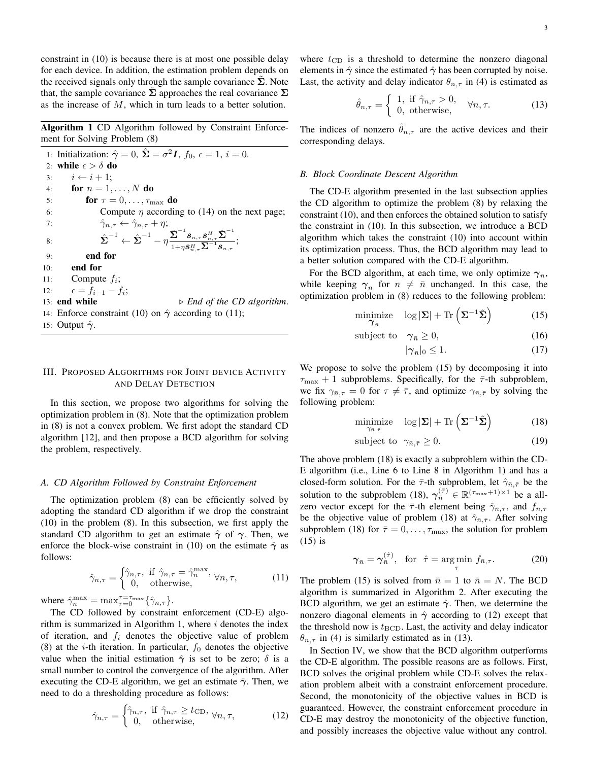constraint in (10) is because there is at most one possible delay for each device. In addition, the estimation problem depends on the received signals only through the sample covariance $\tilde{\boldsymbol{\Sigma}}$. Note that, the sample covariance $\tilde{\boldsymbol{\Sigma}}$ approaches the real covariance $\boldsymbol{\Sigma}$ as the increase of $M$, which in turn leads to a better solution.

**Algorithm 1** CD Algorithm followed by Constraint Enforcement for Solving Problem (8)

1: Initialization: $\hat{\boldsymbol{\gamma}} = 0$, $\hat{\boldsymbol{\Sigma}} = \sigma^2\boldsymbol{I}$, $f_0$, $\epsilon = 1$, $i = 0$.
2: **while** $\epsilon > \delta$ **do**
3: $\quad i \leftarrow i + 1$;
4: $\quad$ **for** $n = 1, \ldots, N$ **do**
5: $\quad\quad$ **for** $\tau = 0, \ldots, \tau_{\max}$ **do**
6: $\quad\quad\quad$ Compute $\eta$ according to (14) on the next page;
7: $\quad\quad\quad$ $\hat{\gamma}_{n,\tau} \leftarrow \hat{\gamma}_{n,\tau} + \eta$;
8: $\quad\quad\quad$ $\hat{\boldsymbol{\Sigma}}^{-1} \leftarrow \hat{\boldsymbol{\Sigma}}^{-1} - \eta \frac{\hat{\boldsymbol{\Sigma}}^{-1}\boldsymbol{s}_{n,\tau}\boldsymbol{s}_{n,\tau}^H\hat{\boldsymbol{\Sigma}}^{-1}}{1+\eta\boldsymbol{s}_{n,\tau}^H\hat{\boldsymbol{\Sigma}}^{-1}\boldsymbol{s}_{n,\tau}}$;
9: $\quad\quad$ **end for**
10: $\quad$ **end for**
11: $\quad$ Compute $f_i$;
12: $\quad$ $\epsilon = f_{i-1} - f_i$;
13: **end while** $\triangleright$ *End of the CD algorithm.*
14: Enforce constraint (10) on $\hat{\boldsymbol{\gamma}}$ according to (11);
15: Output $\hat{\boldsymbol{\gamma}}$.

## III. Proposed Algorithms for Joint device Activity and Delay Detection

In this section, we propose two algorithms for solving the optimization problem in (8). Note that the optimization problem in (8) is not a convex problem. We first adopt the standard CD algorithm [12], and then propose a BCD algorithm for solving the problem, respectively.

### A. CD Algorithm Followed by Constraint Enforcement

The optimization problem (8) can be efficiently solved by adopting the standard CD algorithm if we drop the constraint (10) in the problem (8). In this subsection, we first apply the standard CD algorithm to get an estimate $\hat{\boldsymbol{\gamma}}$ of $\boldsymbol{\gamma}$. Then, we enforce the block-wise constraint in (10) on the estimate $\hat{\boldsymbol{\gamma}}$ as follows:

$$\hat{\gamma}_{n,\tau} = \begin{cases} \hat{\gamma}_{n,\tau}, & \text{if } \hat{\gamma}_{n,\tau} = \hat{\gamma}_n^{\max}, \\ 0, & \text{otherwise}, \end{cases} \forall n, \tau, \tag{11}$$

where $\hat{\gamma}_n^{\max} = \max_{\tau=0}^{\tau=\tau_{\max}}\{\hat{\gamma}_{n,\tau}\}$.

The CD followed by constraint enforcement (CD-E) algorithm is summarized in Algorithm 1, where $i$ denotes the index of iteration, and $f_i$ denotes the objective value of problem (8) at the $i$-th iteration. In particular, $f_0$ denotes the objective value when the initial estimation $\hat{\boldsymbol{\gamma}}$ is set to be zero; $\delta$ is a small number to control the convergence of the algorithm. After executing the CD-E algorithm, we get an estimate $\hat{\boldsymbol{\gamma}}$. Then, we need to do a thresholding procedure as follows:

$$\hat{\gamma}_{n,\tau} = \begin{cases} \hat{\gamma}_{n,\tau}, & \text{if } \hat{\gamma}_{n,\tau} \geq t_{\text{CD}}, \\ 0, & \text{otherwise}, \end{cases} \forall n, \tau, \tag{12}$$

where $t_{\text{CD}}$ is a threshold to determine the nonzero diagonal elements in $\hat{\boldsymbol{\gamma}}$ since the estimated $\hat{\boldsymbol{\gamma}}$ has been corrupted by noise. Last, the activity and delay indicator $\theta_{n,\tau}$ in (4) is estimated as

$$\hat{\theta}_{n,\tau} = \begin{cases} 1, & \text{if } \hat{\gamma}_{n,\tau} > 0, \\ 0, & \text{otherwise}, \end{cases} \quad \forall n, \tau. \tag{13}$$

The indices of nonzero $\hat{\theta}_{n,\tau}$ are the active devices and their corresponding delays.

### B. Block Coordinate Descent Algorithm

The CD-E algorithm presented in the last subsection applies the CD algorithm to optimize the problem (8) by relaxing the constraint (10), and then enforces the obtained solution to satisfy the constraint in (10). In this subsection, we introduce a BCD algorithm which takes the constraint (10) into account within its optimization process. Thus, the BCD algorithm may lead to a better solution compared with the CD-E algorithm.

For the BCD algorithm, at each time, we only optimize $\boldsymbol{\gamma}_{\bar{n}}$, while keeping $\boldsymbol{\gamma}_n$ for $n \neq \bar{n}$ unchanged. In this case, the optimization problem in (8) reduces to the following problem:

$$\underset{\boldsymbol{\gamma}_{\bar{n}}}{\text{minimize}} \quad \log|\boldsymbol{\Sigma}| + \text{Tr}\left(\boldsymbol{\Sigma}^{-1}\tilde{\boldsymbol{\Sigma}}\right) \tag{15}$$

$$\text{subject to} \quad \boldsymbol{\gamma}_{\bar{n}} \geq 0, \tag{16}$$

$$|\boldsymbol{\gamma}_{\bar{n}}|_0 \leq 1. \tag{17}$$

We propose to solve the problem (15) by decomposing it into $\tau_{\max} + 1$ subproblems. Specifically, for the $\bar{\tau}$-th subproblem, we fix $\gamma_{\bar{n},\tau} = 0$ for $\tau \neq \bar{\tau}$, and optimize $\gamma_{\bar{n},\bar{\tau}}$ by solving the following problem:

$$\underset{\gamma_{\bar{n},\bar{\tau}}}{\text{minimize}} \quad \log|\boldsymbol{\Sigma}| + \text{Tr}\left(\boldsymbol{\Sigma}^{-1}\tilde{\boldsymbol{\Sigma}}\right) \tag{18}$$

$$\text{subject to} \quad \gamma_{\bar{n},\bar{\tau}} \geq 0. \tag{19}$$

The above problem (18) is exactly a subproblem within the CD-E algorithm (i.e., Line 6 to Line 8 in Algorithm 1) and has a closed-form solution. For the $\bar{\tau}$-th subproblem, let $\hat{\gamma}_{\bar{n},\bar{\tau}}$ be the solution to the subproblem (18), $\boldsymbol{\gamma}_{\bar{n}}^{(\bar{\tau})} \in \mathbb{R}^{(\tau_{\max}+1)\times 1}$ be a all-zero vector except for the $\bar{\tau}$-th element being $\hat{\gamma}_{\bar{n},\bar{\tau}}$, and $f_{\bar{n},\bar{\tau}}$ be the objective value of problem (18) at $\hat{\gamma}_{\bar{n},\bar{\tau}}$. After solving subproblem (18) for $\bar{\tau} = 0, \ldots, \tau_{\max}$, the solution for problem (15) is

$$\boldsymbol{\gamma}_{\bar{n}} = \boldsymbol{\gamma}_{\bar{n}}^{(\hat{\tau})}, \quad \text{for} \quad \hat{\tau} = \arg\min_{\tau} f_{\bar{n},\tau}. \tag{20}$$

The problem (15) is solved from $\bar{n} = 1$ to $\bar{n} = N$. The BCD algorithm is summarized in Algorithm 2. After executing the BCD algorithm, we get an estimate $\hat{\boldsymbol{\gamma}}$. Then, we determine the nonzero diagonal elements in $\hat{\boldsymbol{\gamma}}$ according to (12) except that the threshold now is $t_{\text{BCD}}$. Last, the activity and delay indicator $\theta_{n,\tau}$ in (4) is similarly estimated as in (13).

In Section IV, we show that the BCD algorithm outperforms the CD-E algorithm. The possible reasons are as follows. First, BCD solves the original problem while CD-E solves the relaxation problem albeit with a constraint enforcement procedure. Second, the monotonicity of the objective values in BCD is guaranteed. However, the constraint enforcement procedure in CD-E may destroy the monotonicity of the objective function, and possibly increases the objective value without any control.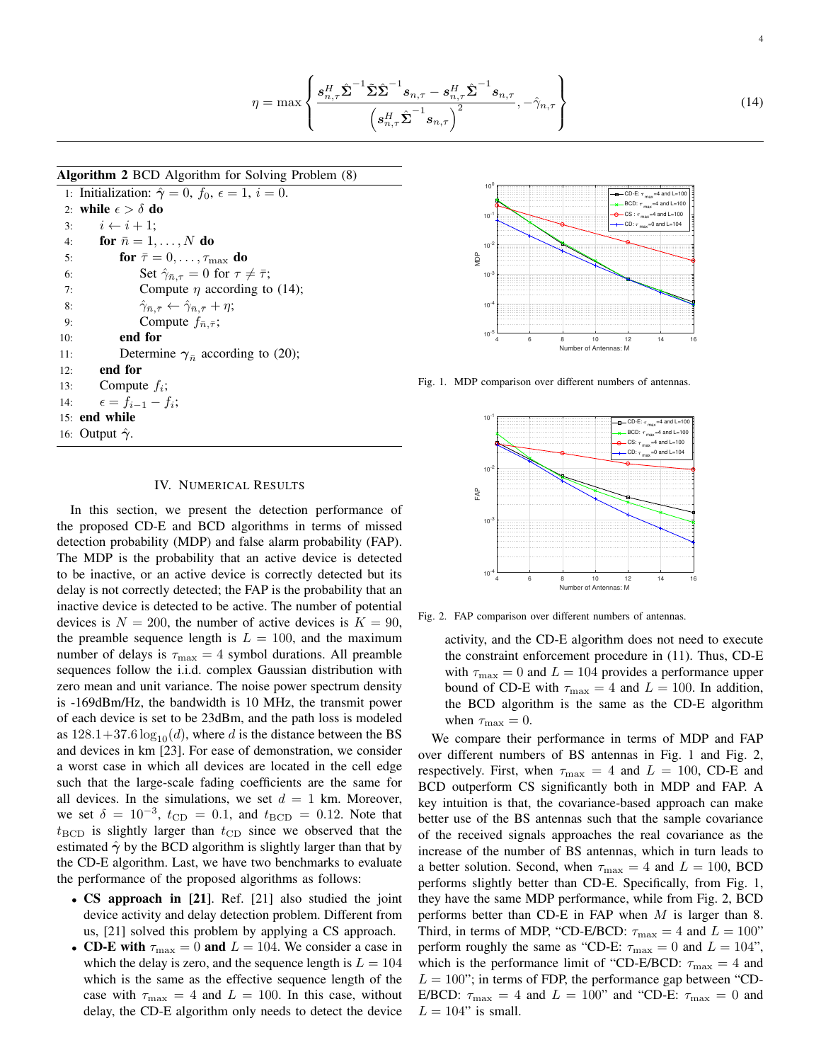$$\eta = \max \left\{ \frac{\boldsymbol{s}_{n,\tau}^H \hat{\boldsymbol{\Sigma}}^{-1} \tilde{\boldsymbol{\Sigma}} \hat{\boldsymbol{\Sigma}}^{-1} \boldsymbol{s}_{n,\tau} - \boldsymbol{s}_{n,\tau}^H \hat{\boldsymbol{\Sigma}}^{-1} \boldsymbol{s}_{n,\tau}}{\left( \boldsymbol{s}_{n,\tau}^H \hat{\boldsymbol{\Sigma}}^{-1} \boldsymbol{s}_{n,\tau} \right)^2}, -\hat{\gamma}_{n,\tau} \right\} \tag{14}$$

**Algorithm 2** BCD Algorithm for Solving Problem (8)

1: Initialization: $\hat{\boldsymbol{\gamma}} = 0$, $f_0$, $\epsilon = 1$, $i = 0$.
2: **while** $\epsilon > \delta$ **do**
3: $\quad i \leftarrow i + 1$;
4: $\quad$ **for** $\bar{n} = 1, \ldots, N$ **do**
5: $\quad\quad$ **for** $\bar{\tau} = 0, \ldots, \tau_{\max}$ **do**
6: $\quad\quad\quad$ Set $\hat{\gamma}_{\bar{n},\tau} = 0$ for $\tau \neq \bar{\tau}$;
7: $\quad\quad\quad$ Compute $\eta$ according to (14);
8: $\quad\quad\quad$ $\hat{\gamma}_{\bar{n},\bar{\tau}} \leftarrow \hat{\gamma}_{\bar{n},\bar{\tau}} + \eta$;
9: $\quad\quad\quad$ Compute $f_{\bar{n},\bar{\tau}}$;
10: $\quad\quad$ **end for**
11: $\quad\quad$ Determine $\boldsymbol{\gamma}_{\bar{n}}$ according to (20);
12: $\quad$ **end for**
13: $\quad$ Compute $f_i$;
14: $\quad$ $\epsilon = f_{i-1} - f_i$;
15: **end while**
16: Output $\hat{\boldsymbol{\gamma}}$.

## IV. Numerical Results

In this section, we present the detection performance of the proposed CD-E and BCD algorithms in terms of missed detection probability (MDP) and false alarm probability (FAP). The MDP is the probability that an active device is detected to be inactive, or an active device is correctly detected but its delay is not correctly detected; the FAP is the probability that an inactive device is detected to be active. The number of potential devices is $N = 200$, the number of active devices is $K = 90$, the preamble sequence length is $L = 100$, and the maximum number of delays is $\tau_{\max} = 4$ symbol durations. All preamble sequences follow the i.i.d. complex Gaussian distribution with zero mean and unit variance. The noise power spectrum density is -169dBm/Hz, the bandwidth is 10 MHz, the transmit power of each device is set to be 23dBm, and the path loss is modeled as $128.1 + 37.6\log_{10}(d)$, where $d$ is the distance between the BS and devices in km [23]. For ease of demonstration, we consider a worst case in which all devices are located in the cell edge such that the large-scale fading coefficients are the same for all devices. In the simulations, we set $d = 1$ km. Moreover, we set $\delta = 10^{-3}$, $t_{\text{CD}} = 0.1$, and $t_{\text{BCD}} = 0.12$. Note that $t_{\text{BCD}}$ is slightly larger than $t_{\text{CD}}$ since we observed that the estimated $\hat{\boldsymbol{\gamma}}$ by the BCD algorithm is slightly larger than that by the CD-E algorithm. Last, we have two benchmarks to evaluate the performance of the proposed algorithms as follows:

- **CS approach in [21].** Ref. [21] also studied the joint device activity and delay detection problem. Different from us, [21] solved this problem by applying a CS approach.
- **CD-E with $\tau_{\max} = 0$ and $L = 104$.** We consider a case in which the delay is zero, and the sequence length is $L = 104$ which is the same as the effective sequence length of the case with $\tau_{\max} = 4$ and $L = 100$. In this case, without delay, the CD-E algorithm only needs to detect the device activity, and the CD-E algorithm does not need to execute the constraint enforcement procedure in (11). Thus, CD-E with $\tau_{\max} = 0$ and $L = 104$ provides a performance upper bound of CD-E with $\tau_{\max} = 4$ and $L = 100$. In addition, the BCD algorithm is the same as the CD-E algorithm when $\tau_{\max} = 0$.

Fig. 1. MDP comparison over different numbers of antennas.

Fig. 2. FAP comparison over different numbers of antennas.

We compare their performance in terms of MDP and FAP over different numbers of BS antennas in Fig. 1 and Fig. 2, respectively. First, when $\tau_{\max} = 4$ and $L = 100$, CD-E and BCD outperform CS significantly both in MDP and FAP. A key intuition is that, the covariance-based approach can make better use of the BS antennas such that the sample covariance of the received signals approaches the real covariance as the increase of the number of BS antennas, which in turn leads to a better solution. Second, when $\tau_{\max} = 4$ and $L = 100$, BCD performs slightly better than CD-E. Specifically, from Fig. 1, they have the same MDP performance, while from Fig. 2, BCD performs better than CD-E in FAP when $M$ is larger than 8. Third, in terms of MDP, "CD-E/BCD: $\tau_{\max} = 4$ and $L = 100$" perform roughly the same as "CD-E: $\tau_{\max} = 0$ and $L = 104$", which is the performance limit of "CD-E/BCD: $\tau_{\max} = 4$ and $L = 100$"; in terms of FDP, the performance gap between "CD-E/BCD: $\tau_{\max} = 4$ and $L = 100$" and "CD-E: $\tau_{\max} = 0$ and $L = 104$" is small.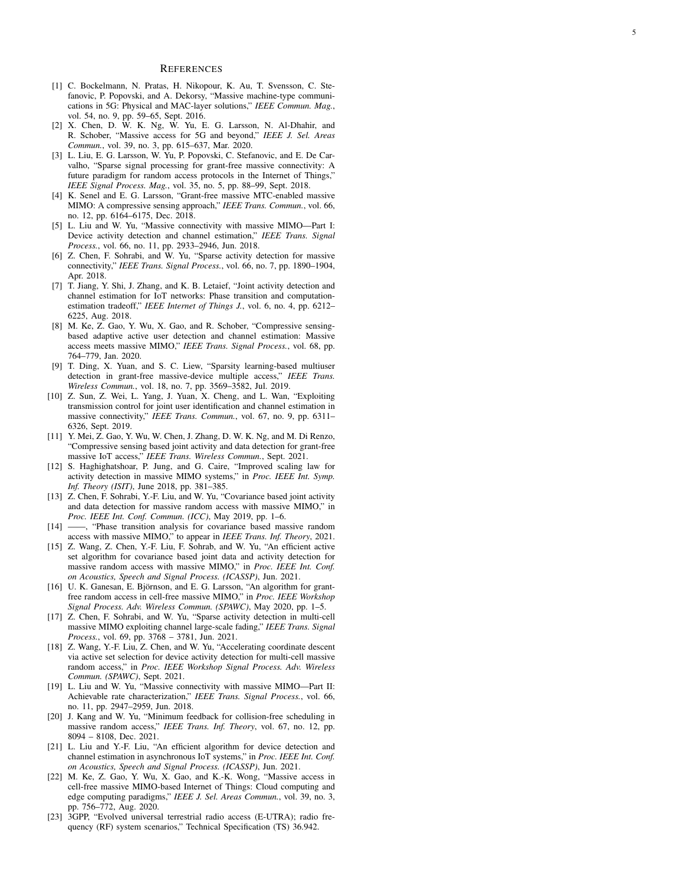## References

[1] C. Bockelmann, N. Pratas, H. Nikopour, K. Au, T. Svensson, C. Stefanovic, P. Popovski, and A. Dekorsy, "Massive machine-type communications in 5G: Physical and MAC-layer solutions," *IEEE Commun. Mag.*, vol. 54, no. 9, pp. 59–65, Sept. 2016.

[2] X. Chen, D. W. K. Ng, W. Yu, E. G. Larsson, N. Al-Dhahir, and R. Schober, "Massive access for 5G and beyond," *IEEE J. Sel. Areas Commun.*, vol. 39, no. 3, pp. 615–637, Mar. 2020.

[3] L. Liu, E. G. Larsson, W. Yu, P. Popovski, C. Stefanovic, and E. De Carvalho, "Sparse signal processing for grant-free massive connectivity: A future paradigm for random access protocols in the Internet of Things," *IEEE Signal Process. Mag.*, vol. 35, no. 5, pp. 88–99, Sept. 2018.

[4] K. Senel and E. G. Larsson, "Grant-free massive MTC-enabled massive MIMO: A compressive sensing approach," *IEEE Trans. Commun.*, vol. 66, no. 12, pp. 6164–6175, Dec. 2018.

[5] L. Liu and W. Yu, "Massive connectivity with massive MIMO—Part I: Device activity detection and channel estimation," *IEEE Trans. Signal Process.*, vol. 66, no. 11, pp. 2933–2946, Jun. 2018.

[6] Z. Chen, F. Sohrabi, and W. Yu, "Sparse activity detection for massive connectivity," *IEEE Trans. Signal Process.*, vol. 66, no. 7, pp. 1890–1904, Apr. 2018.

[7] T. Jiang, Y. Shi, J. Zhang, and K. B. Letaief, "Joint activity detection and channel estimation for IoT networks: Phase transition and computation-estimation tradeoff," *IEEE Internet of Things J.*, vol. 6, no. 4, pp. 6212–6225, Aug. 2018.

[8] M. Ke, Z. Gao, Y. Wu, X. Gao, and R. Schober, "Compressive sensing-based adaptive active user detection and channel estimation: Massive access meets massive MIMO," *IEEE Trans. Signal Process.*, vol. 68, pp. 764–779, Jan. 2020.

[9] T. Ding, X. Yuan, and S. C. Liew, "Sparsity learning-based multiuser detection in grant-free massive-device multiple access," *IEEE Trans. Wireless Commun.*, vol. 18, no. 7, pp. 3569–3582, Jul. 2019.

[10] Z. Sun, Z. Wei, L. Yang, J. Yuan, X. Cheng, and L. Wan, "Exploiting transmission control for joint user identification and channel estimation in massive connectivity," *IEEE Trans. Commun.*, vol. 67, no. 9, pp. 6311–6326, Sept. 2019.

[11] Y. Mei, Z. Gao, Y. Wu, W. Chen, J. Zhang, D. W. K. Ng, and M. Di Renzo, "Compressive sensing based joint activity and data detection for grant-free massive IoT access," *IEEE Trans. Wireless Commun.*, Sept. 2021.

[12] S. Haghighatshoar, P. Jung, and G. Caire, "Improved scaling law for activity detection in massive MIMO systems," in *Proc. IEEE Int. Symp. Inf. Theory (ISIT)*, June 2018, pp. 381–385.

[13] Z. Chen, F. Sohrabi, Y.-F. Liu, and W. Yu, "Covariance based joint activity and data detection for massive random access with massive MIMO," in *Proc. IEEE Int. Conf. Commun. (ICC)*, May 2019, pp. 1–6.

[14] ——, "Phase transition analysis for covariance based massive random access with massive MIMO," to appear in *IEEE Trans. Inf. Theory*, 2021.

[15] Z. Wang, Z. Chen, Y.-F. Liu, F. Sohrab, and W. Yu, "An efficient active set algorithm for covariance based joint data and activity detection for massive random access with massive MIMO," in *Proc. IEEE Int. Conf. on Acoustics, Speech and Signal Process. (ICASSP)*, Jun. 2021.

[16] U. K. Ganesan, E. Björnson, and E. G. Larsson, "An algorithm for grant-free random access in cell-free massive MIMO," in *Proc. IEEE Workshop Signal Process. Adv. Wireless Commun. (SPAWC)*, May 2020, pp. 1–5.

[17] Z. Chen, F. Sohrabi, and W. Yu, "Sparse activity detection in multi-cell massive MIMO exploiting channel large-scale fading," *IEEE Trans. Signal Process.*, vol. 69, pp. 3768 – 3781, Jun. 2021.

[18] Z. Wang, Y.-F. Liu, Z. Chen, and W. Yu, "Accelerating coordinate descent via active set selection for device activity detection for multi-cell massive random access," in *Proc. IEEE Workshop Signal Process. Adv. Wireless Commun. (SPAWC)*, Sept. 2021.

[19] L. Liu and W. Yu, "Massive connectivity with massive MIMO—Part II: Achievable rate characterization," *IEEE Trans. Signal Process.*, vol. 66, no. 11, pp. 2947–2959, Jun. 2018.

[20] J. Kang and W. Yu, "Minimum feedback for collision-free scheduling in massive random access," *IEEE Trans. Inf. Theory*, vol. 67, no. 12, pp. 8094 – 8108, Dec. 2021.

[21] L. Liu and Y.-F. Liu, "An efficient algorithm for device detection and channel estimation in asynchronous IoT systems," in *Proc. IEEE Int. Conf. on Acoustics, Speech and Signal Process. (ICASSP)*, Jun. 2021.

[22] M. Ke, Z. Gao, Y. Wu, X. Gao, and K.-K. Wong, "Massive access in cell-free massive MIMO-based Internet of Things: Cloud computing and edge computing paradigms," *IEEE J. Sel. Areas Commun.*, vol. 39, no. 3, pp. 756–772, Aug. 2020.

[23] 3GPP, "Evolved universal terrestrial radio access (E-UTRA); radio frequency (RF) system scenarios," Technical Specification (TS) 36.942.